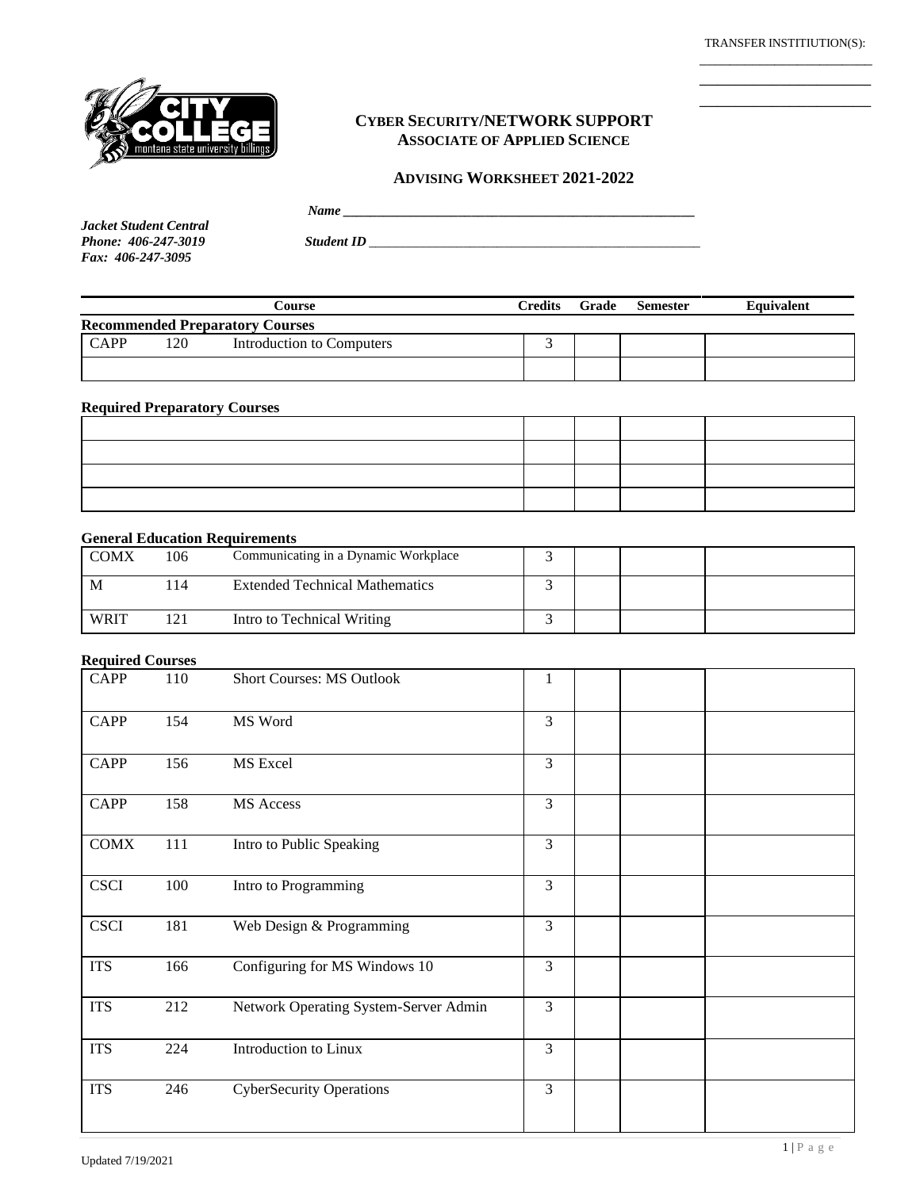TRANSFER INSTITIUTION(S):

___________________________

___________________________

___________________________

# CYBER SECURITY/NETWORK SUPPORT
## ASSOCIATE OF APPLIED SCIENCE

### ADVISING WORKSHEET 2021-2022

***Name*** ______________________________________________________

***Jacket Student Central***
***Phone: 406-247-3019***
***Fax: 406-247-3095***

***Student ID*** ______________________________________________________

| Course | | | Credits | Grade | Semester | Equivalent |
|---|---|---|---|---|---|---|
| **Recommended Preparatory Courses** | | | | | | |
| CAPP | 120 | Introduction to Computers | 3 | | | |
| | | | | | | |
| **Required Preparatory Courses** | | | | | | |
| | | | | | | |
| | | | | | | |
| | | | | | | |
| | | | | | | |
| **General Education Requirements** | | | | | | |
| COMX | 106 | Communicating in a Dynamic Workplace | 3 | | | |
| M | 114 | Extended Technical Mathematics | 3 | | | |
| WRIT | 121 | Intro to Technical Writing | 3 | | | |
| **Required Courses** | | | | | | |
| CAPP | 110 | Short Courses: MS Outlook | 1 | | | |
| CAPP | 154 | MS Word | 3 | | | |
| CAPP | 156 | MS Excel | 3 | | | |
| CAPP | 158 | MS Access | 3 | | | |
| COMX | 111 | Intro to Public Speaking | 3 | | | |
| CSCI | 100 | Intro to Programming | 3 | | | |
| CSCI | 181 | Web Design & Programming | 3 | | | |
| ITS | 166 | Configuring for MS Windows 10 | 3 | | | |
| ITS | 212 | Network Operating System-Server Admin | 3 | | | |
| ITS | 224 | Introduction to Linux | 3 | | | |
| ITS | 246 | CyberSecurity Operations | 3 | | | |

Updated 7/19/2021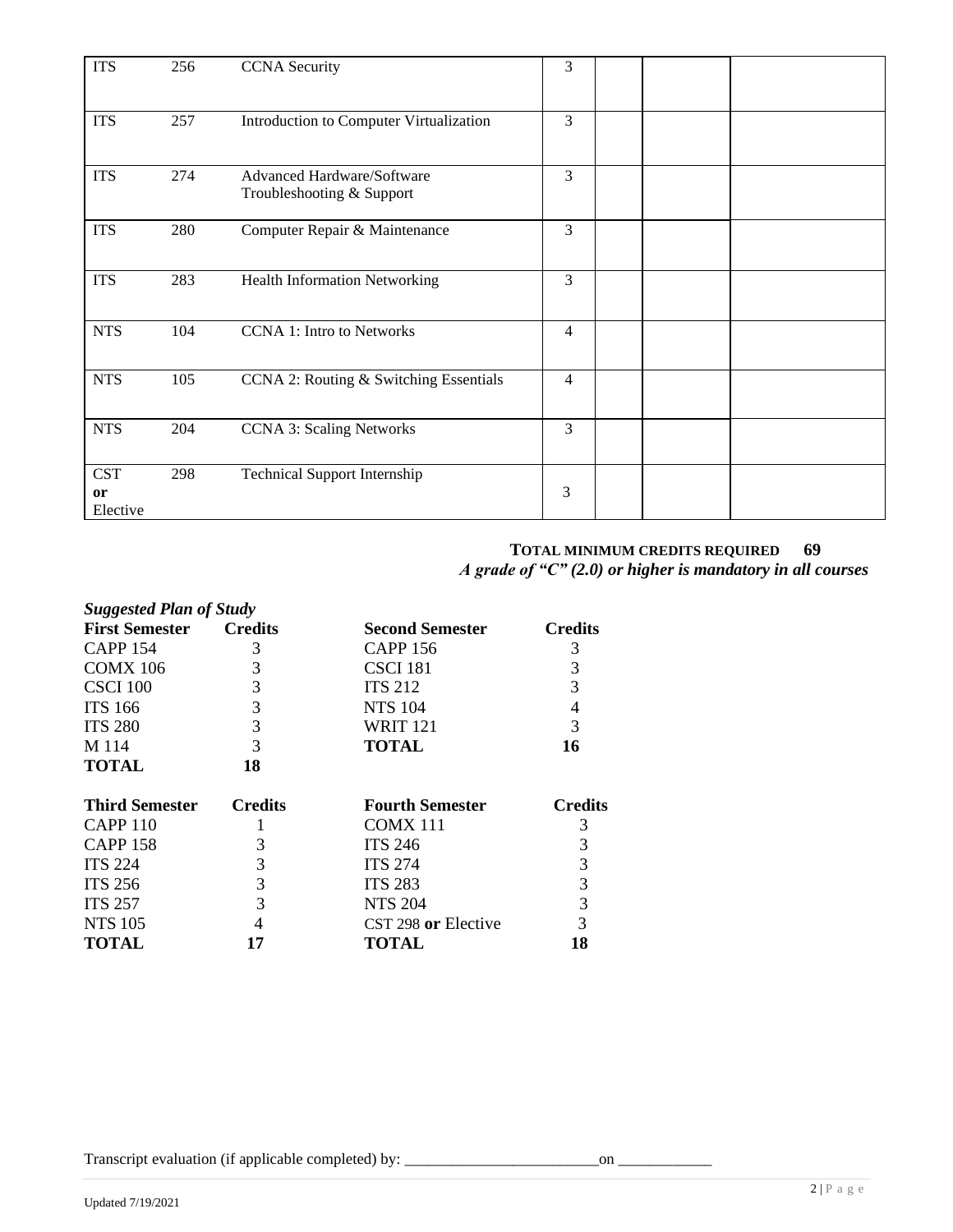| | | | | | | |
|---|---|---|---|---|---|---|
| ITS | 256 | CCNA Security | 3 | | | |
| ITS | 257 | Introduction to Computer Virtualization | 3 | | | |
| ITS | 274 | Advanced Hardware/Software Troubleshooting & Support | 3 | | | |
| ITS | 280 | Computer Repair & Maintenance | 3 | | | |
| ITS | 283 | Health Information Networking | 3 | | | |
| NTS | 104 | CCNA 1: Intro to Networks | 4 | | | |
| NTS | 105 | CCNA 2: Routing & Switching Essentials | 4 | | | |
| NTS | 204 | CCNA 3: Scaling Networks | 3 | | | |
| CST **or** Elective | 298 | Technical Support Internship | 3 | | | |

**TOTAL MINIMUM CREDITS REQUIRED 69**

***A grade of "C" (2.0) or higher is mandatory in all courses***

***Suggested Plan of Study***

| **First Semester** | **Credits** | **Second Semester** | **Credits** |
|---|---|---|---|
| CAPP 154 | 3 | CAPP 156 | 3 |
| COMX 106 | 3 | CSCI 181 | 3 |
| CSCI 100 | 3 | ITS 212 | 3 |
| ITS 166 | 3 | NTS 104 | 4 |
| ITS 280 | 3 | WRIT 121 | 3 |
| M 114 | 3 | **TOTAL** | **16** |
| **TOTAL** | **18** | | |

| **Third Semester** | **Credits** | **Fourth Semester** | **Credits** |
|---|---|---|---|
| CAPP 110 | 1 | COMX 111 | 3 |
| CAPP 158 | 3 | ITS 246 | 3 |
| ITS 224 | 3 | ITS 274 | 3 |
| ITS 256 | 3 | ITS 283 | 3 |
| ITS 257 | 3 | NTS 204 | 3 |
| NTS 105 | 4 | CST 298 **or** Elective | 3 |
| **TOTAL** | **17** | **TOTAL** | **18** |

Transcript evaluation (if applicable completed) by: _________________________on ____________

Updated 7/19/2021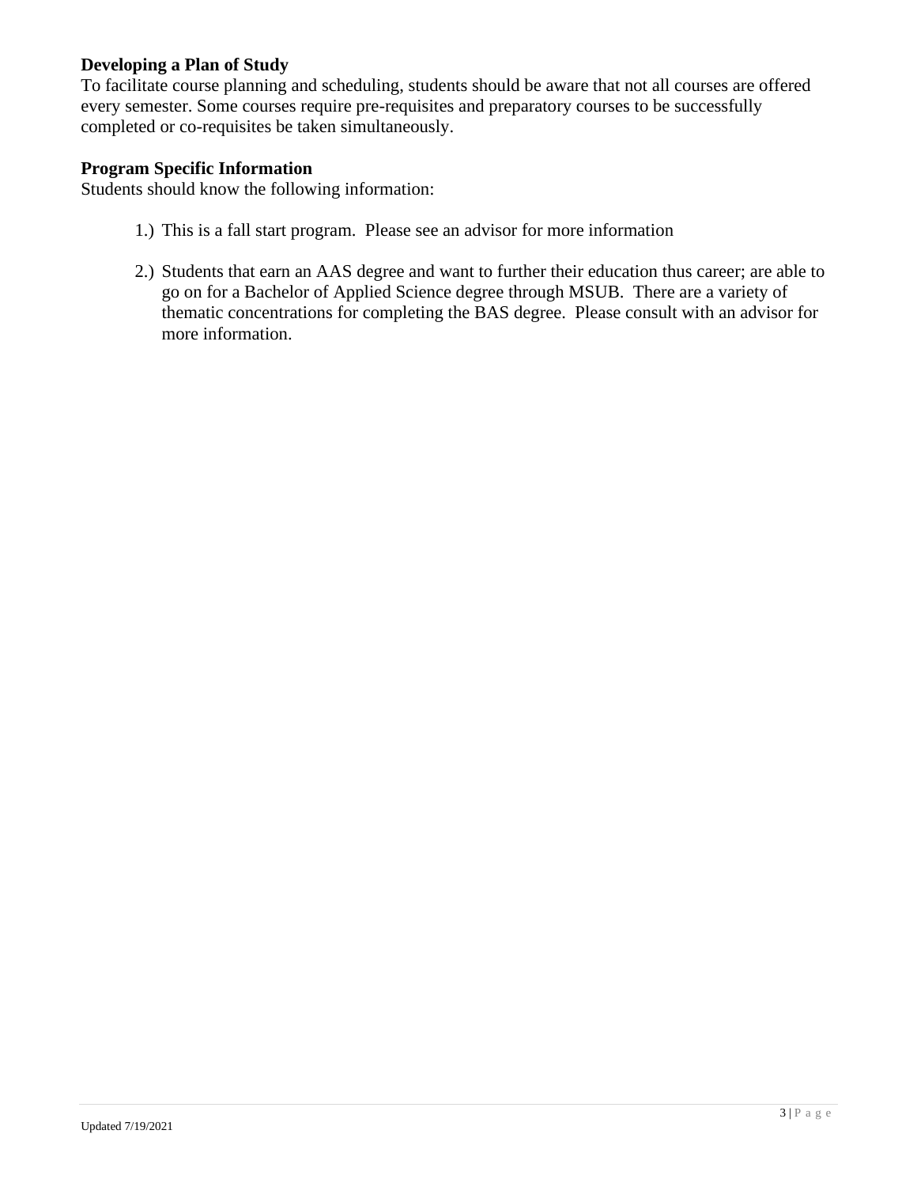**Developing a Plan of Study**

To facilitate course planning and scheduling, students should be aware that not all courses are offered every semester. Some courses require pre-requisites and preparatory courses to be successfully completed or co-requisites be taken simultaneously.

**Program Specific Information**

Students should know the following information:

1.) This is a fall start program. Please see an advisor for more information

2.) Students that earn an AAS degree and want to further their education thus career; are able to go on for a Bachelor of Applied Science degree through MSUB. There are a variety of thematic concentrations for completing the BAS degree. Please consult with an advisor for more information.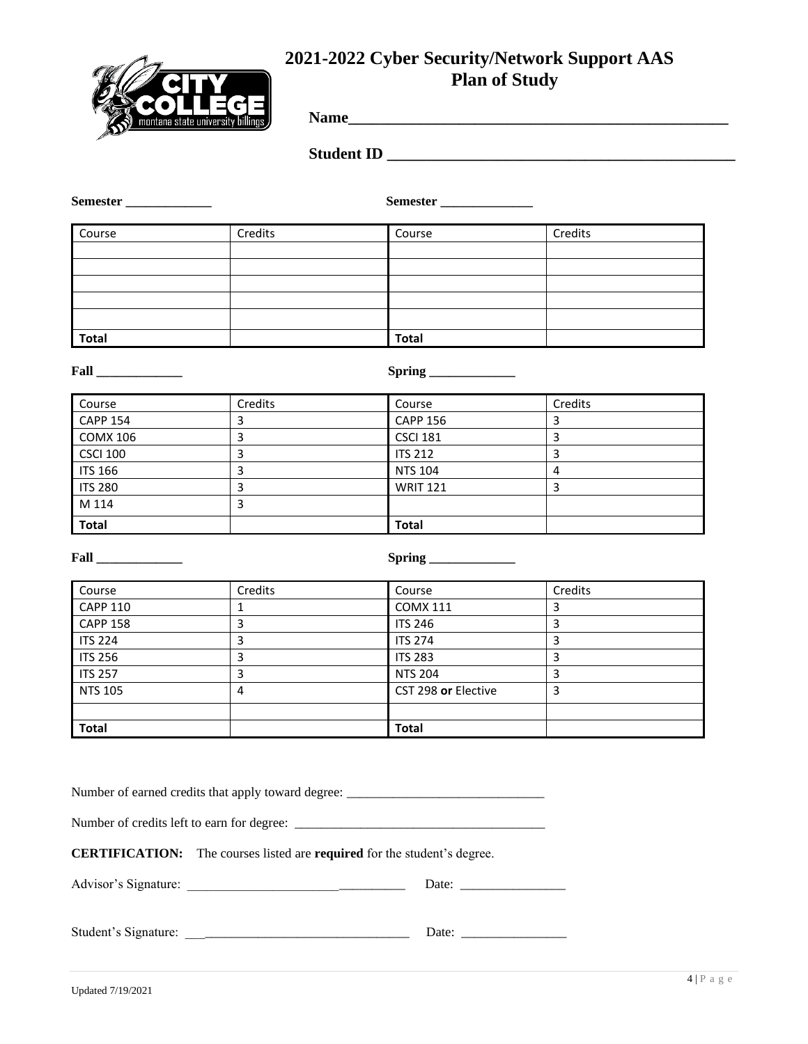# 2021-2022 Cyber Security/Network Support AAS Plan of Study

**Name**_______________________________________________

**Student ID** _________________________________________

**Semester** _____________ **Semester** _____________

| Course | Credits | Course | Credits |
|---|---|---|---|
| | | | |
| | | | |
| | | | |
| | | | |
| | | | |
| **Total** | | **Total** | |

**Fall** _____________ **Spring** _____________

| Course | Credits | Course | Credits |
|---|---|---|---|
| CAPP 154 | 3 | CAPP 156 | 3 |
| COMX 106 | 3 | CSCI 181 | 3 |
| CSCI 100 | 3 | ITS 212 | 3 |
| ITS 166 | 3 | NTS 104 | 4 |
| ITS 280 | 3 | WRIT 121 | 3 |
| M 114 | 3 | | |
| **Total** | | **Total** | |

**Fall** _____________ **Spring** _____________

| Course | Credits | Course | Credits |
|---|---|---|---|
| CAPP 110 | 1 | COMX 111 | 3 |
| CAPP 158 | 3 | ITS 246 | 3 |
| ITS 224 | 3 | ITS 274 | 3 |
| ITS 256 | 3 | ITS 283 | 3 |
| ITS 257 | 3 | NTS 204 | 3 |
| NTS 105 | 4 | CST 298 **or** Elective | 3 |
| | | | |
| **Total** | | **Total** | |

Number of earned credits that apply toward degree: ______________________________

Number of credits left to earn for degree: ______________________________________

**CERTIFICATION:** The courses listed are **required** for the student's degree.

Advisor's Signature: _________________________________ Date: ________________

Student's Signature: _________________________________ Date: ________________

Updated 7/19/2021